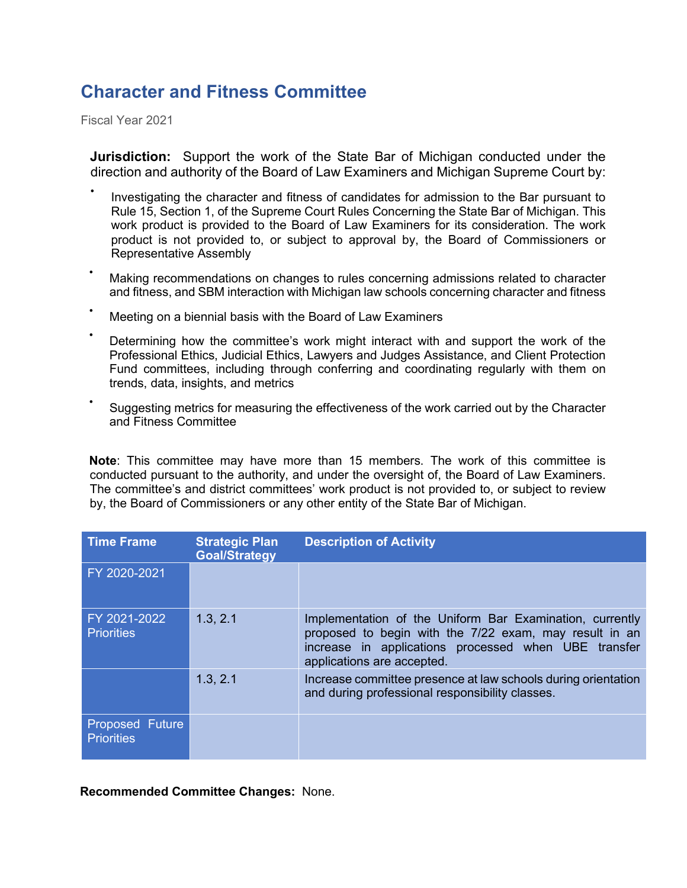# Character and Fitness Committee

Fiscal Year 2021

**Jurisdiction:** Support the work of the State Bar of Michigan conducted under the direction and authority of the Board of Law Examiners and Michigan Supreme Court by:

- Investigating the character and fitness of candidates for admission to the Bar pursuant to Rule 15, Section 1, of the Supreme Court Rules Concerning the State Bar of Michigan. This work product is provided to the Board of Law Examiners for its consideration. The work product is not provided to, or subject to approval by, the Board of Commissioners or Representative Assembly
- Making recommendations on changes to rules concerning admissions related to character and fitness, and SBM interaction with Michigan law schools concerning character and fitness
- Meeting on a biennial basis with the Board of Law Examiners
- Determining how the committee's work might interact with and support the work of the Professional Ethics, Judicial Ethics, Lawyers and Judges Assistance, and Client Protection Fund committees, including through conferring and coordinating regularly with them on trends, data, insights, and metrics
- Suggesting metrics for measuring the effectiveness of the work carried out by the Character and Fitness Committee

**Note**: This committee may have more than 15 members. The work of this committee is conducted pursuant to the authority, and under the oversight of, the Board of Law Examiners. The committee's and district committees' work product is not provided to, or subject to review by, the Board of Commissioners or any other entity of the State Bar of Michigan.

| Time Frame | Strategic Plan Goal/Strategy | Description of Activity |
|---|---|---|
| FY 2020-2021 | | |
| FY 2021-2022 Priorities | 1.3, 2.1 | Implementation of the Uniform Bar Examination, currently proposed to begin with the 7/22 exam, may result in an increase in applications processed when UBE transfer applications are accepted. |
| | 1.3, 2.1 | Increase committee presence at law schools during orientation and during professional responsibility classes. |
| Proposed Future Priorities | | |

**Recommended Committee Changes:** None.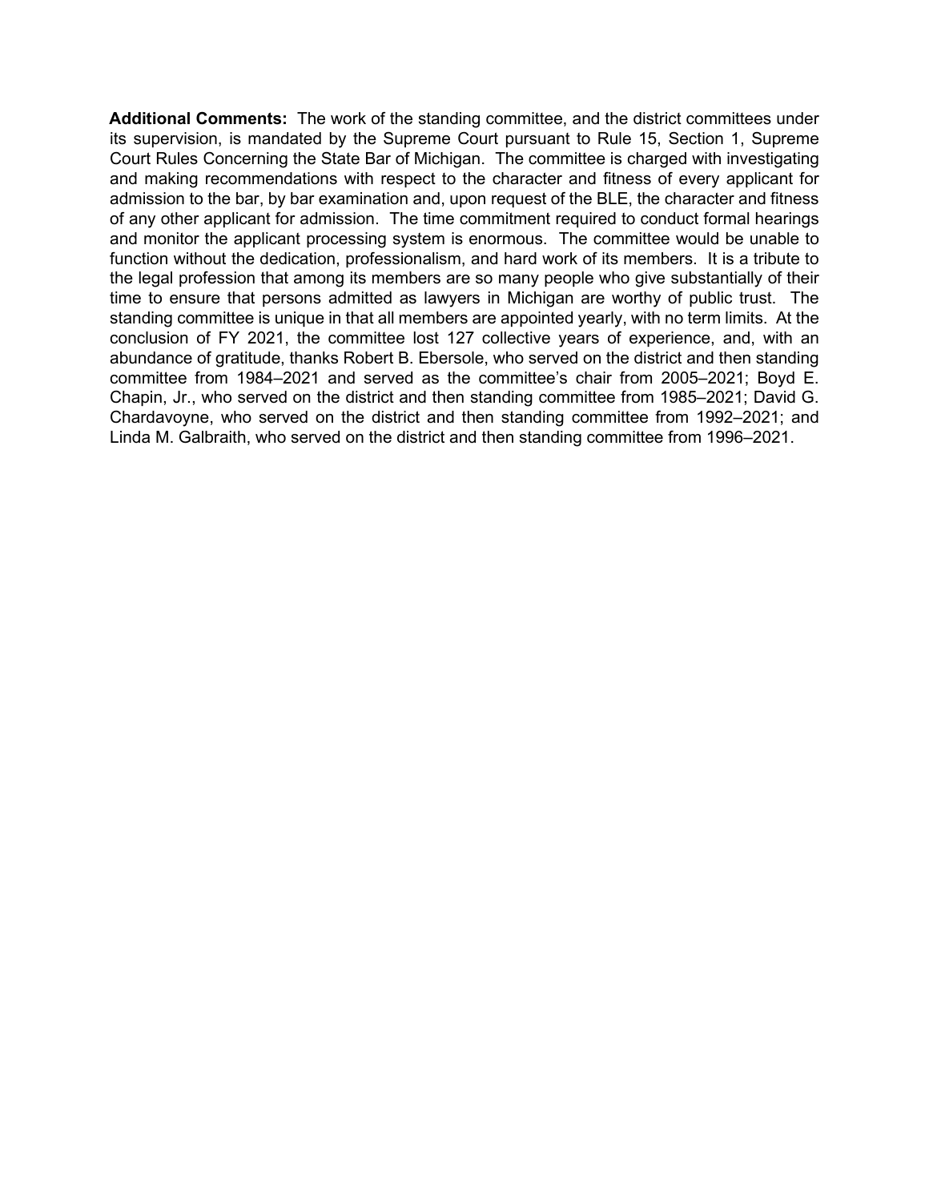**Additional Comments:** The work of the standing committee, and the district committees under its supervision, is mandated by the Supreme Court pursuant to Rule 15, Section 1, Supreme Court Rules Concerning the State Bar of Michigan. The committee is charged with investigating and making recommendations with respect to the character and fitness of every applicant for admission to the bar, by bar examination and, upon request of the BLE, the character and fitness of any other applicant for admission. The time commitment required to conduct formal hearings and monitor the applicant processing system is enormous. The committee would be unable to function without the dedication, professionalism, and hard work of its members. It is a tribute to the legal profession that among its members are so many people who give substantially of their time to ensure that persons admitted as lawyers in Michigan are worthy of public trust. The standing committee is unique in that all members are appointed yearly, with no term limits. At the conclusion of FY 2021, the committee lost 127 collective years of experience, and, with an abundance of gratitude, thanks Robert B. Ebersole, who served on the district and then standing committee from 1984–2021 and served as the committee's chair from 2005–2021; Boyd E. Chapin, Jr., who served on the district and then standing committee from 1985–2021; David G. Chardavoyne, who served on the district and then standing committee from 1992–2021; and Linda M. Galbraith, who served on the district and then standing committee from 1996–2021.